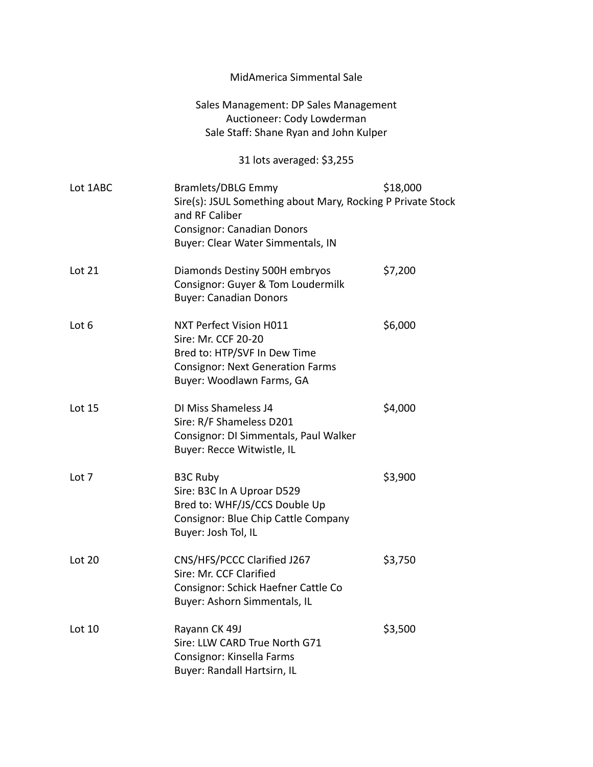# MidAmerica Simmental Sale

Sales Management: DP Sales Management
Auctioneer: Cody Lowderman
Sale Staff: Shane Ryan and John Kulper

31 lots averaged: $3,255

**Lot 1ABC** — Bramlets/DBLG Emmy — $18,000
Sire(s): JSUL Something about Mary, Rocking P Private Stock and RF Caliber
Consignor: Canadian Donors
Buyer: Clear Water Simmentals, IN

**Lot 21** — Diamonds Destiny 500H embryos — $7,200
Consignor: Guyer & Tom Loudermilk
Buyer: Canadian Donors

**Lot 6** — NXT Perfect Vision H011 — $6,000
Sire: Mr. CCF 20-20
Bred to: HTP/SVF In Dew Time
Consignor: Next Generation Farms
Buyer: Woodlawn Farms, GA

**Lot 15** — DI Miss Shameless J4 — $4,000
Sire: R/F Shameless D201
Consignor: DI Simmentals, Paul Walker
Buyer: Recce Witwistle, IL

**Lot 7** — B3C Ruby — $3,900
Sire: B3C In A Uproar D529
Bred to: WHF/JS/CCS Double Up
Consignor: Blue Chip Cattle Company
Buyer: Josh Tol, IL

**Lot 20** — CNS/HFS/PCCC Clarified J267 — $3,750
Sire: Mr. CCF Clarified
Consignor: Schick Haefner Cattle Co
Buyer: Ashorn Simmentals, IL

**Lot 10** — Rayann CK 49J — $3,500
Sire: LLW CARD True North G71
Consignor: Kinsella Farms
Buyer: Randall Hartsirn, IL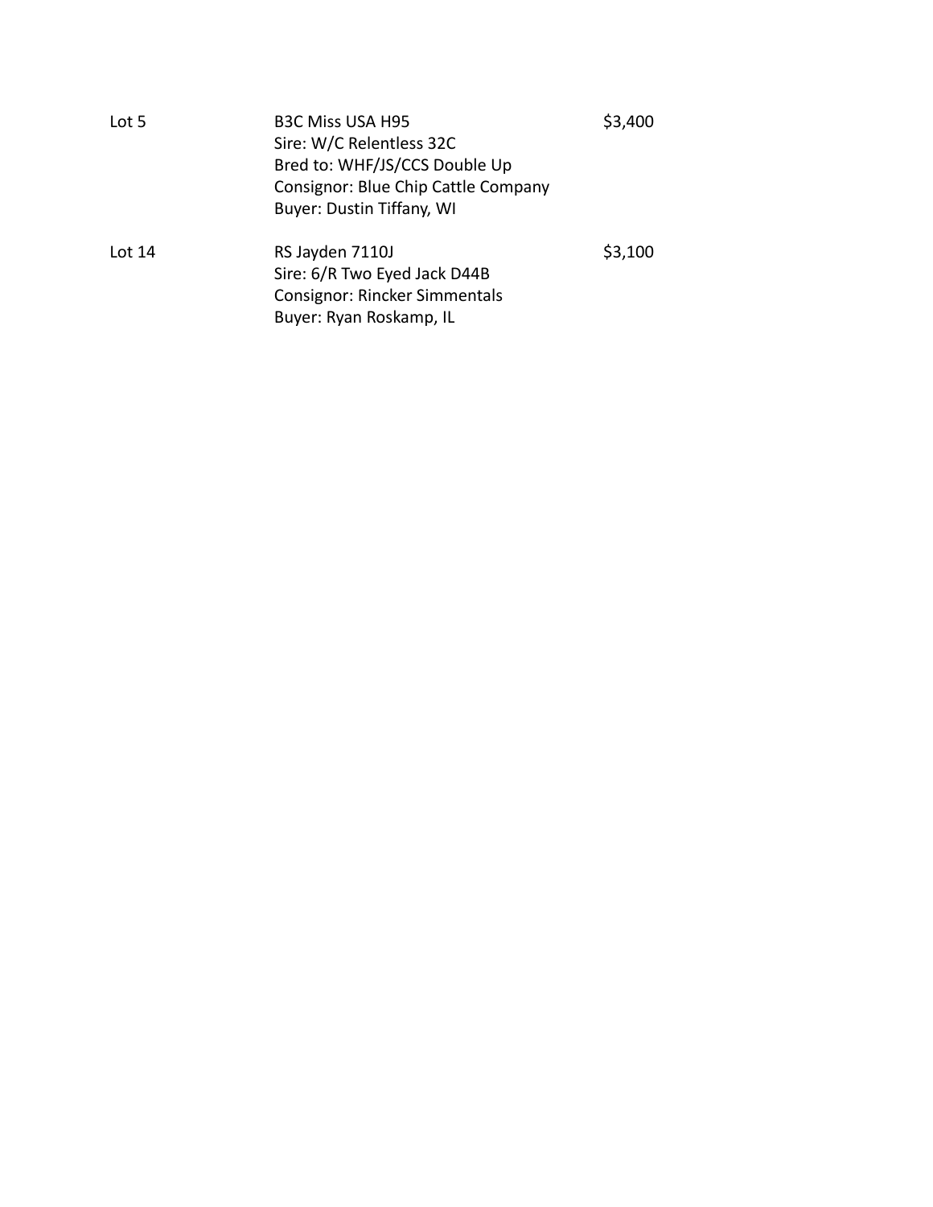| | | |
|---|---|---|
| Lot 5 | B3C Miss USA H95<br>Sire: W/C Relentless 32C<br>Bred to: WHF/JS/CCS Double Up<br>Consignor: Blue Chip Cattle Company<br>Buyer: Dustin Tiffany, WI | $3,400 |
| Lot 14 | RS Jayden 7110J<br>Sire: 6/R Two Eyed Jack D44B<br>Consignor: Rincker Simmentals<br>Buyer: Ryan Roskamp, IL | $3,100 |